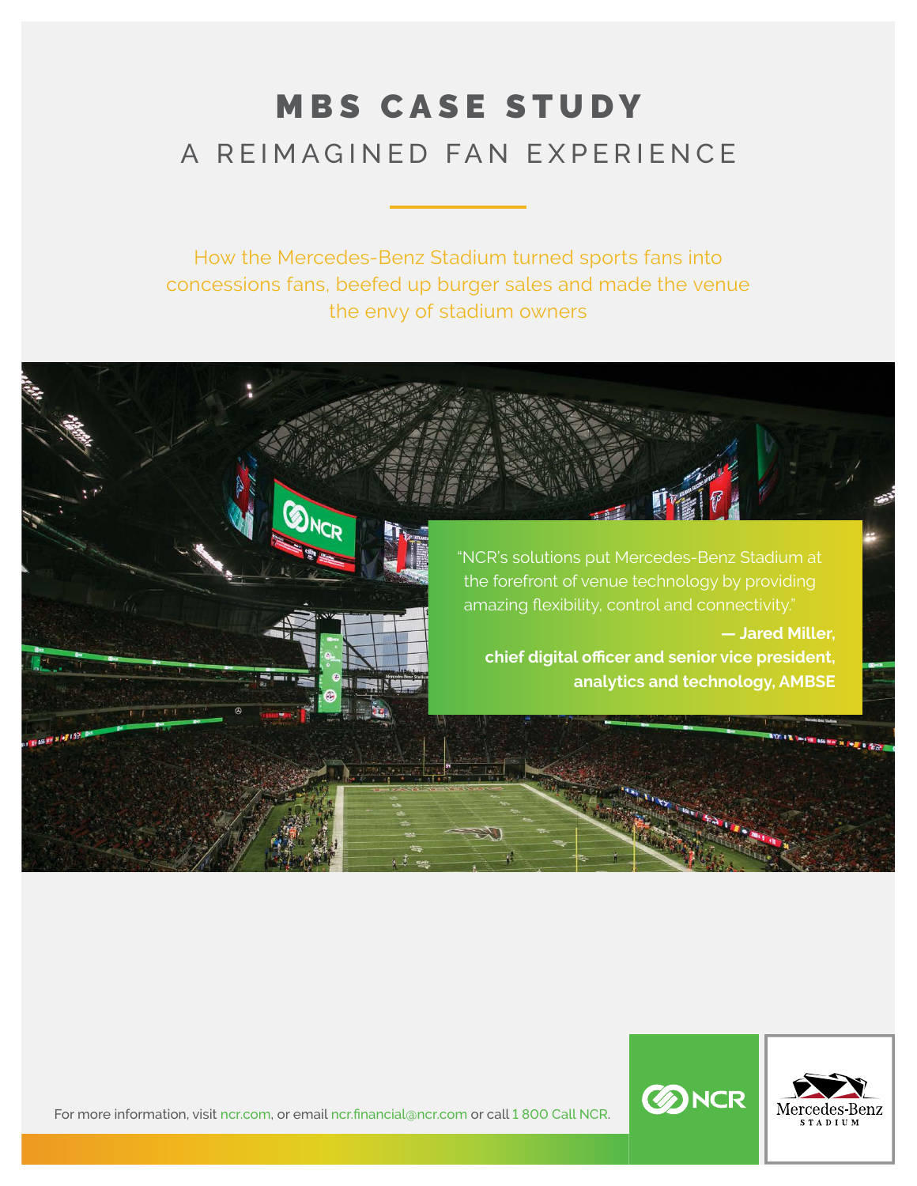# MBS CASE STUDY

## A REIMAGINED FAN EXPERIENCE

How the Mercedes-Benz Stadium turned sports fans into concessions fans, beefed up burger sales and made the venue the envy of stadium owners

"NCR's solutions put Mercedes-Benz Stadium at the forefront of venue technology by providing amazing flexibility, control and connectivity."

**— Jared Miller, chief digital officer and senior vice president, analytics and technology, AMBSE**

For more information, visit ncr.com, or email ncr.financial@ncr.com or call 1 800 Call NCR.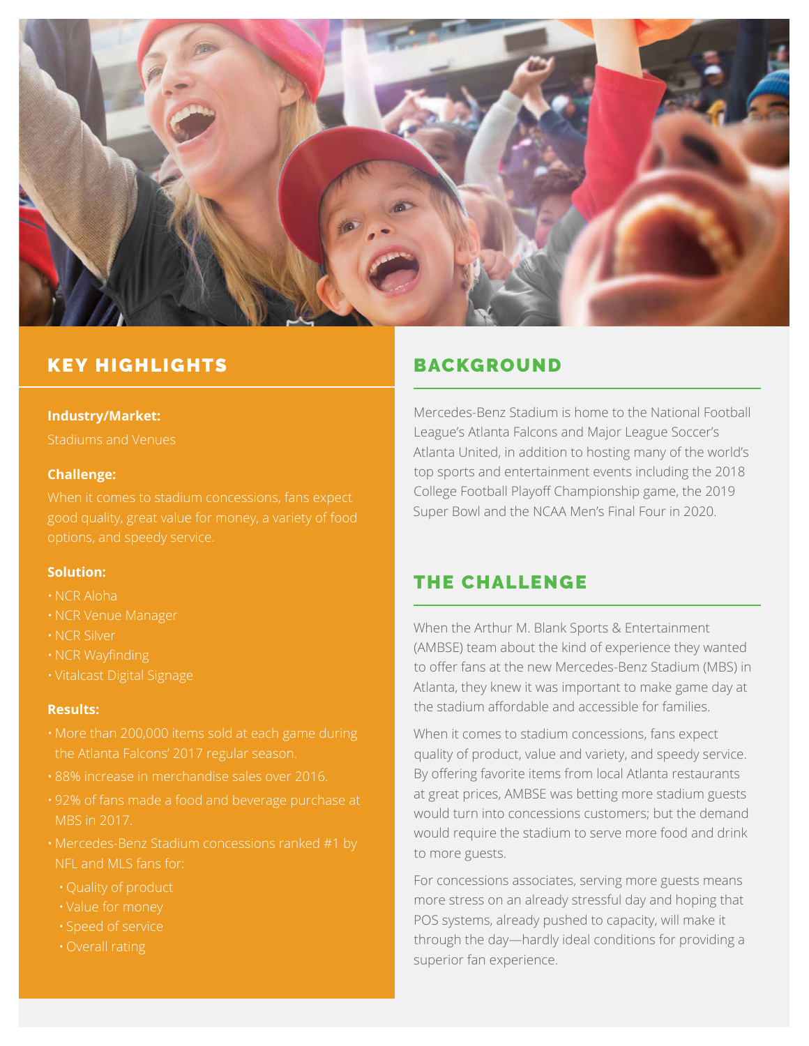## KEY HIGHLIGHTS

**Industry/Market:**

Stadiums and Venues

**Challenge:**

When it comes to stadium concessions, fans expect good quality, great value for money, a variety of food options, and speedy service.

**Solution:**

- NCR Aloha
- NCR Venue Manager
- NCR Silver
- NCR Wayfinding
- Vitalcast Digital Signage

**Results:**

- More than 200,000 items sold at each game during the Atlanta Falcons' 2017 regular season.
- 88% increase in merchandise sales over 2016.
- 92% of fans made a food and beverage purchase at MBS in 2017.
- Mercedes-Benz Stadium concessions ranked #1 by NFL and MLS fans for:
  - Quality of product
  - Value for money
  - Speed of service
  - Overall rating

## BACKGROUND

Mercedes-Benz Stadium is home to the National Football League's Atlanta Falcons and Major League Soccer's Atlanta United, in addition to hosting many of the world's top sports and entertainment events including the 2018 College Football Playoff Championship game, the 2019 Super Bowl and the NCAA Men's Final Four in 2020.

## THE CHALLENGE

When the Arthur M. Blank Sports & Entertainment (AMBSE) team about the kind of experience they wanted to offer fans at the new Mercedes-Benz Stadium (MBS) in Atlanta, they knew it was important to make game day at the stadium affordable and accessible for families.

When it comes to stadium concessions, fans expect quality of product, value and variety, and speedy service. By offering favorite items from local Atlanta restaurants at great prices, AMBSE was betting more stadium guests would turn into concessions customers; but the demand would require the stadium to serve more food and drink to more guests.

For concessions associates, serving more guests means more stress on an already stressful day and hoping that POS systems, already pushed to capacity, will make it through the day—hardly ideal conditions for providing a superior fan experience.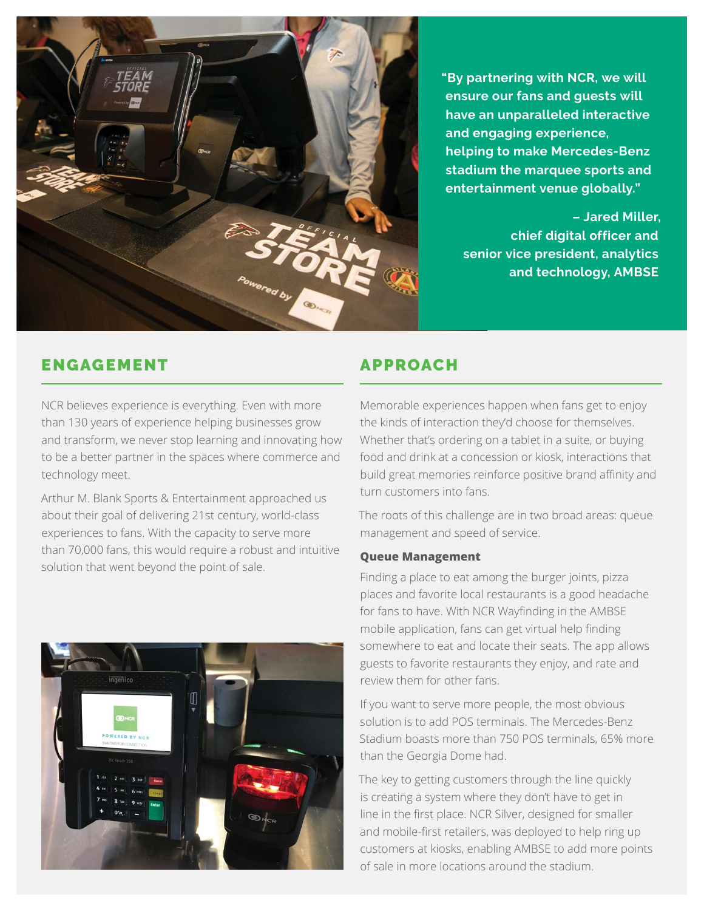> "By partnering with NCR, we will ensure our fans and guests will have an unparalleled interactive and engaging experience, helping to make Mercedes-Benz stadium the marquee sports and entertainment venue globally."
>
> – Jared Miller, chief digital officer and senior vice president, analytics and technology, AMBSE

## ENGAGEMENT

NCR believes experience is everything. Even with more than 130 years of experience helping businesses grow and transform, we never stop learning and innovating how to be a better partner in the spaces where commerce and technology meet.

Arthur M. Blank Sports & Entertainment approached us about their goal of delivering 21st century, world-class experiences to fans. With the capacity to serve more than 70,000 fans, this would require a robust and intuitive solution that went beyond the point of sale.

## APPROACH

Memorable experiences happen when fans get to enjoy the kinds of interaction they'd choose for themselves. Whether that's ordering on a tablet in a suite, or buying food and drink at a concession or kiosk, interactions that build great memories reinforce positive brand affinity and turn customers into fans.

The roots of this challenge are in two broad areas: queue management and speed of service.

### Queue Management

Finding a place to eat among the burger joints, pizza places and favorite local restaurants is a good headache for fans to have. With NCR Wayfinding in the AMBSE mobile application, fans can get virtual help finding somewhere to eat and locate their seats. The app allows guests to favorite restaurants they enjoy, and rate and review them for other fans.

If you want to serve more people, the most obvious solution is to add POS terminals. The Mercedes-Benz Stadium boasts more than 750 POS terminals, 65% more than the Georgia Dome had.

The key to getting customers through the line quickly is creating a system where they don't have to get in line in the first place. NCR Silver, designed for smaller and mobile-first retailers, was deployed to help ring up customers at kiosks, enabling AMBSE to add more points of sale in more locations around the stadium.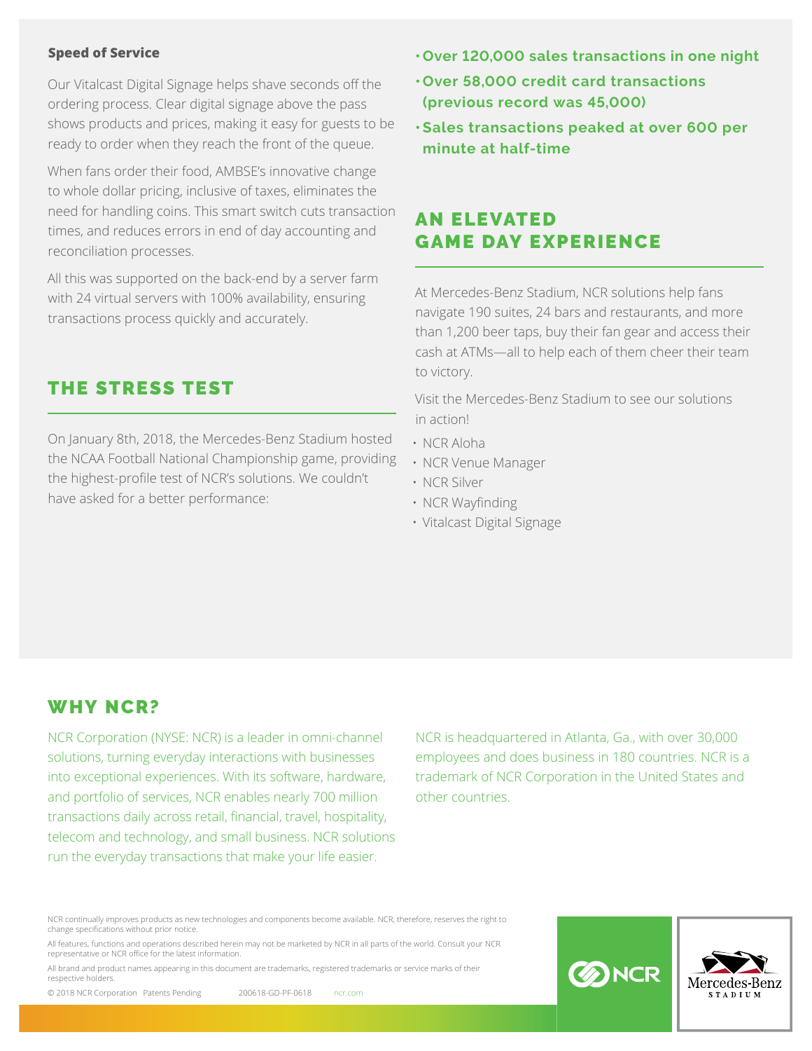### Speed of Service

Our Vitalcast Digital Signage helps shave seconds off the ordering process. Clear digital signage above the pass shows products and prices, making it easy for guests to be ready to order when they reach the front of the queue.

When fans order their food, AMBSE's innovative change to whole dollar pricing, inclusive of taxes, eliminates the need for handling coins. This smart switch cuts transaction times, and reduces errors in end of day accounting and reconciliation processes.

All this was supported on the back-end by a server farm with 24 virtual servers with 100% availability, ensuring transactions process quickly and accurately.

## THE STRESS TEST

On January 8th, 2018, the Mercedes-Benz Stadium hosted the NCAA Football National Championship game, providing the highest-profile test of NCR's solutions. We couldn't have asked for a better performance:

- **Over 120,000 sales transactions in one night**
- **Over 58,000 credit card transactions (previous record was 45,000)**
- **Sales transactions peaked at over 600 per minute at half-time**

## AN ELEVATED GAME DAY EXPERIENCE

At Mercedes-Benz Stadium, NCR solutions help fans navigate 190 suites, 24 bars and restaurants, and more than 1,200 beer taps, buy their fan gear and access their cash at ATMs—all to help each of them cheer their team to victory.

Visit the Mercedes-Benz Stadium to see our solutions in action!

- NCR Aloha
- NCR Venue Manager
- NCR Silver
- NCR Wayfinding
- Vitalcast Digital Signage

## WHY NCR?

NCR Corporation (NYSE: NCR) is a leader in omni-channel solutions, turning everyday interactions with businesses into exceptional experiences. With its software, hardware, and portfolio of services, NCR enables nearly 700 million transactions daily across retail, financial, travel, hospitality, telecom and technology, and small business. NCR solutions run the everyday transactions that make your life easier.

NCR is headquartered in Atlanta, Ga., with over 30,000 employees and does business in 180 countries. NCR is a trademark of NCR Corporation in the United States and other countries.

NCR continually improves products as new technologies and components become available. NCR, therefore, reserves the right to change specifications without prior notice.

All features, functions and operations described herein may not be marketed by NCR in all parts of the world. Consult your NCR representative or NCR office for the latest information.

All brand and product names appearing in this document are trademarks, registered trademarks or service marks of their respective holders.

© 2018 NCR Corporation Patents Pending 200618-GD-PF-0618 ncr.com

NCR

Mercedes-Benz STADIUM